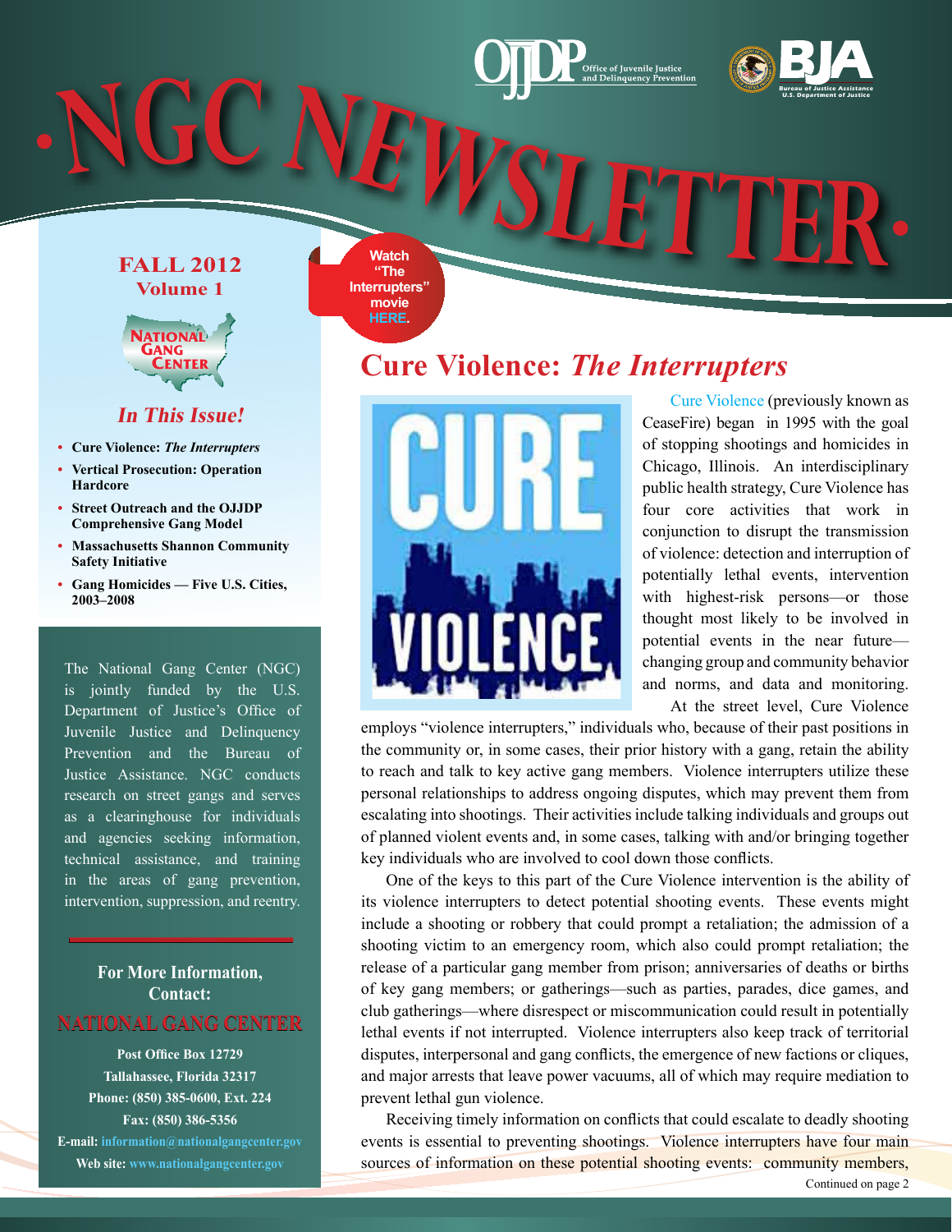# NGC NEWSLETTER

Office of Juvenile Justice and Delinquency Prevention

BJA — Bureau of Justice Assistance, U.S. Department of Justice

**FALL 2012**
**Volume 1**

National Gang Center

## *In This Issue!*

- **Cure Violence: *The Interrupters***
- **Vertical Prosecution: Operation Hardcore**
- **Street Outreach and the OJJDP Comprehensive Gang Model**
- **Massachusetts Shannon Community Safety Initiative**
- **Gang Homicides — Five U.S. Cities, 2003–2008**

The National Gang Center (NGC) is jointly funded by the U.S. Department of Justice's Office of Juvenile Justice and Delinquency Prevention and the Bureau of Justice Assistance. NGC conducts research on street gangs and serves as a clearinghouse for individuals and agencies seeking information, technical assistance, and training in the areas of gang prevention, intervention, suppression, and reentry.

**For More Information, Contact:**

**NATIONAL GANG CENTER**

**Post Office Box 12729**
**Tallahassee, Florida 32317**
**Phone: (850) 385-0600, Ext. 224**
**Fax: (850) 386-5356**
**E-mail: information@nationalgangcenter.gov**
**Web site: www.nationalgangcenter.gov**

**Watch "The Interrupters" movie HERE.**

## Cure Violence: *The Interrupters*

Cure Violence (previously known as CeaseFire) began in 1995 with the goal of stopping shootings and homicides in Chicago, Illinois. An interdisciplinary public health strategy, Cure Violence has four core activities that work in conjunction to disrupt the transmission of violence: detection and interruption of potentially lethal events, intervention with highest-risk persons—or those thought most likely to be involved in potential events in the near future—changing group and community behavior and norms, and data and monitoring.

At the street level, Cure Violence employs "violence interrupters," individuals who, because of their past positions in the community or, in some cases, their prior history with a gang, retain the ability to reach and talk to key active gang members. Violence interrupters utilize these personal relationships to address ongoing disputes, which may prevent them from escalating into shootings. Their activities include talking individuals and groups out of planned violent events and, in some cases, talking with and/or bringing together key individuals who are involved to cool down those conflicts.

One of the keys to this part of the Cure Violence intervention is the ability of its violence interrupters to detect potential shooting events. These events might include a shooting or robbery that could prompt a retaliation; the admission of a shooting victim to an emergency room, which also could prompt retaliation; the release of a particular gang member from prison; anniversaries of deaths or births of key gang members; or gatherings—such as parties, parades, dice games, and club gatherings—where disrespect or miscommunication could result in potentially lethal events if not interrupted. Violence interrupters also keep track of territorial disputes, interpersonal and gang conflicts, the emergence of new factions or cliques, and major arrests that leave power vacuums, all of which may require mediation to prevent lethal gun violence.

Receiving timely information on conflicts that could escalate to deadly shooting events is essential to preventing shootings. Violence interrupters have four main sources of information on these potential shooting events: community members,

Continued on page 2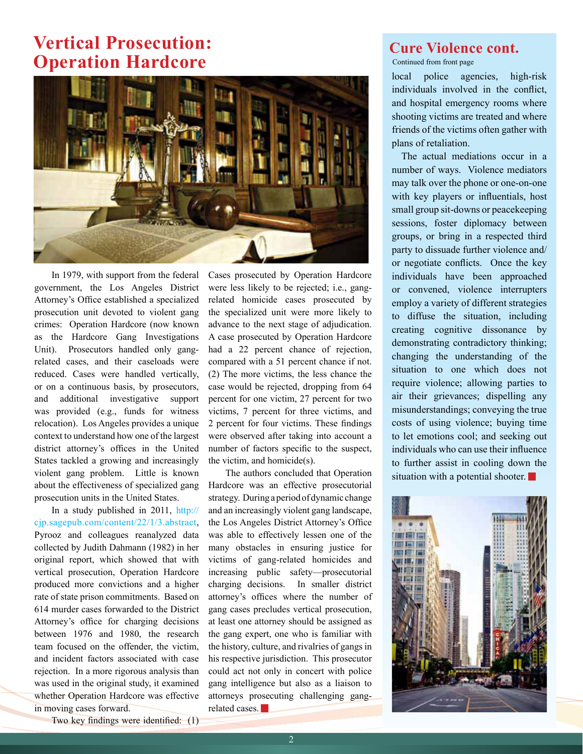# Vertical Prosecution: Operation Hardcore

In 1979, with support from the federal government, the Los Angeles District Attorney's Office established a specialized prosecution unit devoted to violent gang crimes: Operation Hardcore (now known as the Hardcore Gang Investigations Unit). Prosecutors handled only gang-related cases, and their caseloads were reduced. Cases were handled vertically, or on a continuous basis, by prosecutors, and additional investigative support was provided (e.g., funds for witness relocation). Los Angeles provides a unique context to understand how one of the largest district attorney's offices in the United States tackled a growing and increasingly violent gang problem. Little is known about the effectiveness of specialized gang prosecution units in the United States.

In a study published in 2011, http://cjp.sagepub.com/content/22/1/3.abstract, Pyrooz and colleagues reanalyzed data collected by Judith Dahmann (1982) in her original report, which showed that with vertical prosecution, Operation Hardcore produced more convictions and a higher rate of state prison commitments. Based on 614 murder cases forwarded to the District Attorney's office for charging decisions between 1976 and 1980, the research team focused on the offender, the victim, and incident factors associated with case rejection. In a more rigorous analysis than was used in the original study, it examined whether Operation Hardcore was effective in moving cases forward.

Two key findings were identified: (1) Cases prosecuted by Operation Hardcore were less likely to be rejected; i.e., gang-related homicide cases prosecuted by the specialized unit were more likely to advance to the next stage of adjudication. A case prosecuted by Operation Hardcore had a 22 percent chance of rejection, compared with a 51 percent chance if not. (2) The more victims, the less chance the case would be rejected, dropping from 64 percent for one victim, 27 percent for two victims, 7 percent for three victims, and 2 percent for four victims. These findings were observed after taking into account a number of factors specific to the suspect, the victim, and homicide(s).

The authors concluded that Operation Hardcore was an effective prosecutorial strategy. During a period of dynamic change and an increasingly violent gang landscape, the Los Angeles District Attorney's Office was able to effectively lessen one of the many obstacles in ensuring justice for victims of gang-related homicides and increasing public safety—prosecutorial charging decisions. In smaller district attorney's offices where the number of gang cases precludes vertical prosecution, at least one attorney should be assigned as the gang expert, one who is familiar with the history, culture, and rivalries of gangs in his respective jurisdiction. This prosecutor could act not only in concert with police gang intelligence but also as a liaison to attorneys prosecuting challenging gang-related cases.

## Cure Violence cont.

Continued from front page

local police agencies, high-risk individuals involved in the conflict, and hospital emergency rooms where shooting victims are treated and where friends of the victims often gather with plans of retaliation.

The actual mediations occur in a number of ways. Violence mediators may talk over the phone or one-on-one with key players or influentials, host small group sit-downs or peacekeeping sessions, foster diplomacy between groups, or bring in a respected third party to dissuade further violence and/or negotiate conflicts. Once the key individuals have been approached or convened, violence interrupters employ a variety of different strategies to diffuse the situation, including creating cognitive dissonance by demonstrating contradictory thinking; changing the understanding of the situation to one which does not require violence; allowing parties to air their grievances; dispelling any misunderstandings; conveying the true costs of using violence; buying time to let emotions cool; and seeking out individuals who can use their influence to further assist in cooling down the situation with a potential shooter.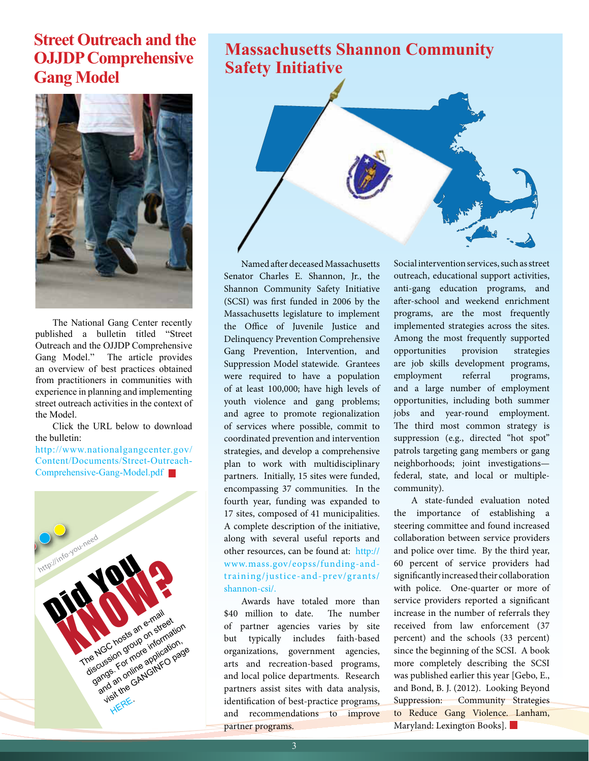# Street Outreach and the OJJDP Comprehensive Gang Model

The National Gang Center recently published a bulletin titled "Street Outreach and the OJJDP Comprehensive Gang Model." The article provides an overview of best practices obtained from practitioners in communities with experience in planning and implementing street outreach activities in the context of the Model.

Click the URL below to download the bulletin:
http://www.nationalgangcenter.gov/Content/Documents/Street-Outreach-Comprehensive-Gang-Model.pdf

http://info-you-need

**Did You KNOW?**

The NGC hosts an e-mail discussion group on street gangs. For more information and an online application, visit the GANGINFO page HERE.

# Massachusetts Shannon Community Safety Initiative

Named after deceased Massachusetts Senator Charles E. Shannon, Jr., the Shannon Community Safety Initiative (SCSI) was first funded in 2006 by the Massachusetts legislature to implement the Office of Juvenile Justice and Delinquency Prevention Comprehensive Gang Prevention, Intervention, and Suppression Model statewide. Grantees were required to have a population of at least 100,000; have high levels of youth violence and gang problems; and agree to promote regionalization of services where possible, commit to coordinated prevention and intervention strategies, and develop a comprehensive plan to work with multidisciplinary partners. Initially, 15 sites were funded, encompassing 37 communities. In the fourth year, funding was expanded to 17 sites, composed of 41 municipalities. A complete description of the initiative, along with several useful reports and other resources, can be found at: http://www.mass.gov/eopss/funding-and-training/justice-and-prev/grants/shannon-csi/.

Awards have totaled more than $40 million to date. The number of partner agencies varies by site but typically includes faith-based organizations, government agencies, arts and recreation-based programs, and local police departments. Research partners assist sites with data analysis, identification of best-practice programs, and recommendations to improve partner programs.

Social intervention services, such as street outreach, educational support activities, anti-gang education programs, and after-school and weekend enrichment programs, are the most frequently implemented strategies across the sites. Among the most frequently supported opportunities provision strategies are job skills development programs, employment referral programs, and a large number of employment opportunities, including both summer jobs and year-round employment. The third most common strategy is suppression (e.g., directed "hot spot" patrols targeting gang members or gang neighborhoods; joint investigations—federal, state, and local or multiple-community).

A state-funded evaluation noted the importance of establishing a steering committee and found increased collaboration between service providers and police over time. By the third year, 60 percent of service providers had significantly increased their collaboration with police. One-quarter or more of service providers reported a significant increase in the number of referrals they received from law enforcement (37 percent) and the schools (33 percent) since the beginning of the SCSI. A book more completely describing the SCSI was published earlier this year [Gebo, E., and Bond, B. J. (2012). Looking Beyond Suppression: Community Strategies to Reduce Gang Violence. Lanham, Maryland: Lexington Books].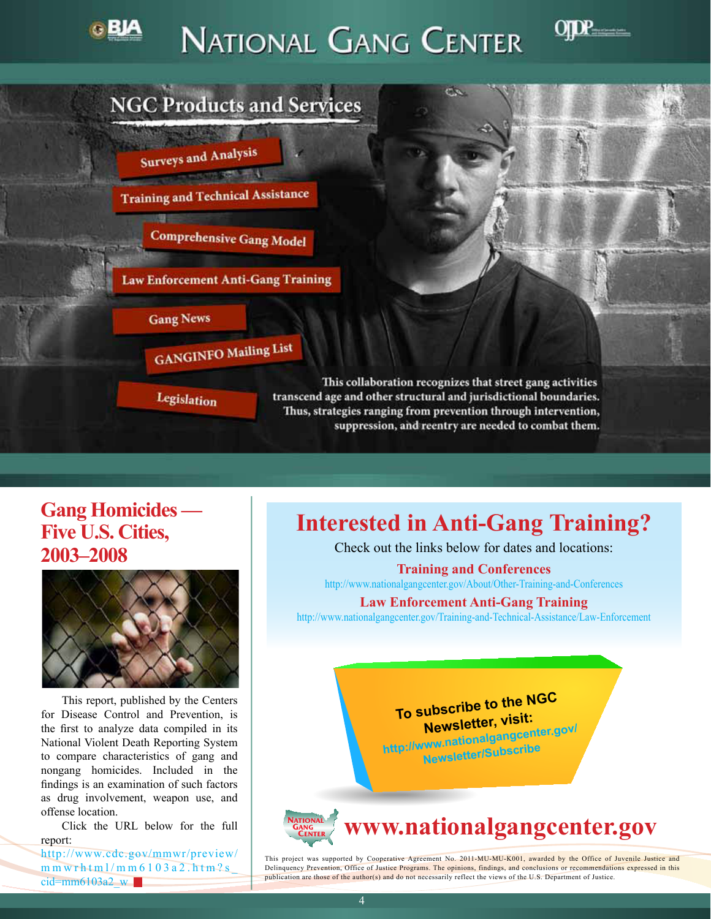# National Gang Center

## NGC Products and Services

- Surveys and Analysis
- Training and Technical Assistance
- Comprehensive Gang Model
- Law Enforcement Anti-Gang Training
- Gang News
- GANGINFO Mailing List
- Legislation

This collaboration recognizes that street gang activities transcend age and other structural and jurisdictional boundaries. Thus, strategies ranging from prevention through intervention, suppression, and reentry are needed to combat them.

## Gang Homicides — Five U.S. Cities, 2003–2008

This report, published by the Centers for Disease Control and Prevention, is the first to analyze data compiled in its National Violent Death Reporting System to compare characteristics of gang and nongang homicides. Included in the findings is an examination of such factors as drug involvement, weapon use, and offense location.

Click the URL below for the full report:

http://www.cdc.gov/mmwr/preview/mmwrhtml/mm6103a2.htm?s_cid=mm6103a2_w

## Interested in Anti-Gang Training?

Check out the links below for dates and locations:

**Training and Conferences**
http://www.nationalgangcenter.gov/About/Other-Training-and-Conferences

**Law Enforcement Anti-Gang Training**
http://www.nationalgangcenter.gov/Training-and-Technical-Assistance/Law-Enforcement

**To subscribe to the NGC Newsletter, visit:**
http://www.nationalgangcenter.gov/Newsletter/Subscribe

**www.nationalgangcenter.gov**

This project was supported by Cooperative Agreement No. 2011-MU-MU-K001, awarded by the Office of Juvenile Justice and Delinquency Prevention, Office of Justice Programs. The opinions, findings, and conclusions or recommendations expressed in this publication are those of the author(s) and do not necessarily reflect the views of the U.S. Department of Justice.